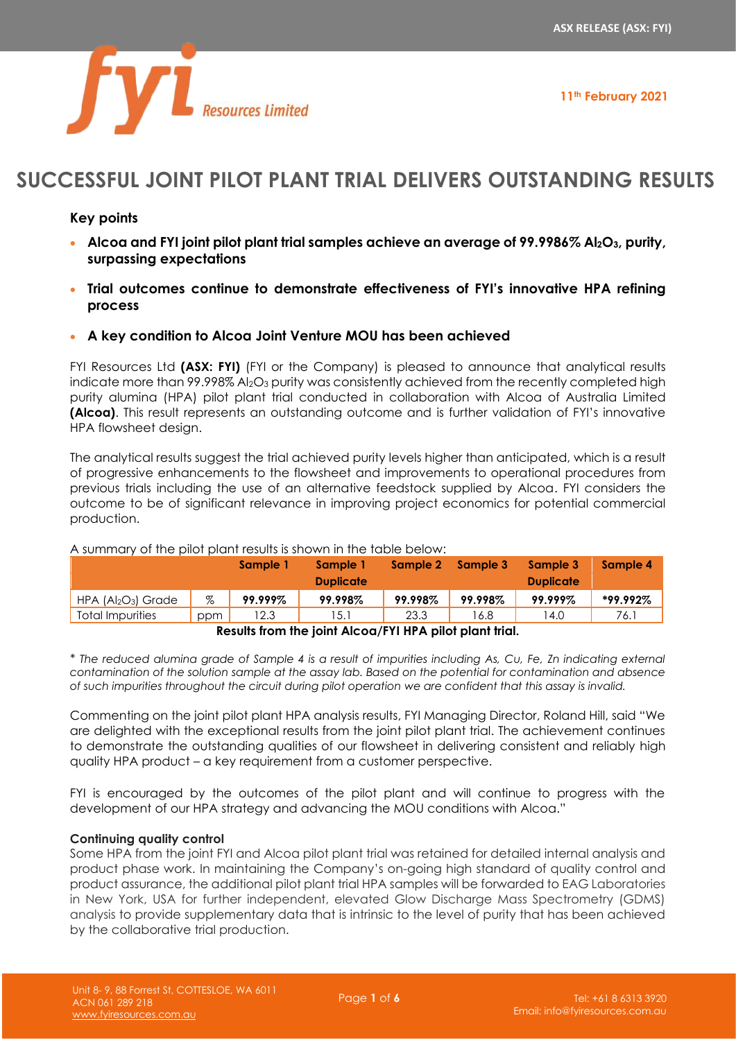ASX RELEASE (ASX: FYI)

11th February 2021

# SUCCESSFUL JOINT PILOT PLANT TRIAL DELIVERS OUTSTANDING RESULTS

### Key points

- **Alcoa and FYI joint pilot plant trial samples achieve an average of 99.9986% $Al_2O_3$, purity, surpassing expectations**
- **Trial outcomes continue to demonstrate effectiveness of FYI's innovative HPA refining process**
- **A key condition to Alcoa Joint Venture MOU has been achieved**

FYI Resources Ltd **(ASX: FYI)** (FYI or the Company) is pleased to announce that analytical results indicate more than 99.998% $Al_2O_3$ purity was consistently achieved from the recently completed high purity alumina (HPA) pilot plant trial conducted in collaboration with Alcoa of Australia Limited **(Alcoa)**. This result represents an outstanding outcome and is further validation of FYI's innovative HPA flowsheet design.

The analytical results suggest the trial achieved purity levels higher than anticipated, which is a result of progressive enhancements to the flowsheet and improvements to operational procedures from previous trials including the use of an alternative feedstock supplied by Alcoa. FYI considers the outcome to be of significant relevance in improving project economics for potential commercial production.

A summary of the pilot plant results is shown in the table below:

| | | Sample 1 | Sample 1 Duplicate | Sample 2 | Sample 3 | Sample 3 Duplicate | Sample 4 |
|---|---|---|---|---|---|---|---|
| HPA ($Al_2O_3$) Grade | % | **99.999%** | **99.998%** | **99.998%** | **99.998%** | **99.999%** | ***99.992%** |
| Total Impurities | ppm | 12.3 | 15.1 | 23.3 | 16.8 | 14.0 | 76.1 |

**Results from the joint Alcoa/FYI HPA pilot plant trial.**

*\* The reduced alumina grade of Sample 4 is a result of impurities including As, Cu, Fe, Zn indicating external contamination of the solution sample at the assay lab. Based on the potential for contamination and absence of such impurities throughout the circuit during pilot operation we are confident that this assay is invalid.*

Commenting on the joint pilot plant HPA analysis results, FYI Managing Director, Roland Hill, said "We are delighted with the exceptional results from the joint pilot plant trial. The achievement continues to demonstrate the outstanding qualities of our flowsheet in delivering consistent and reliably high quality HPA product – a key requirement from a customer perspective.

FYI is encouraged by the outcomes of the pilot plant and will continue to progress with the development of our HPA strategy and advancing the MOU conditions with Alcoa."

**Continuing quality control**

Some HPA from the joint FYI and Alcoa pilot plant trial was retained for detailed internal analysis and product phase work. In maintaining the Company's on-going high standard of quality control and product assurance, the additional pilot plant trial HPA samples will be forwarded to EAG Laboratories in New York, USA for further independent, elevated Glow Discharge Mass Spectrometry (GDMS) analysis to provide supplementary data that is intrinsic to the level of purity that has been achieved by the collaborative trial production.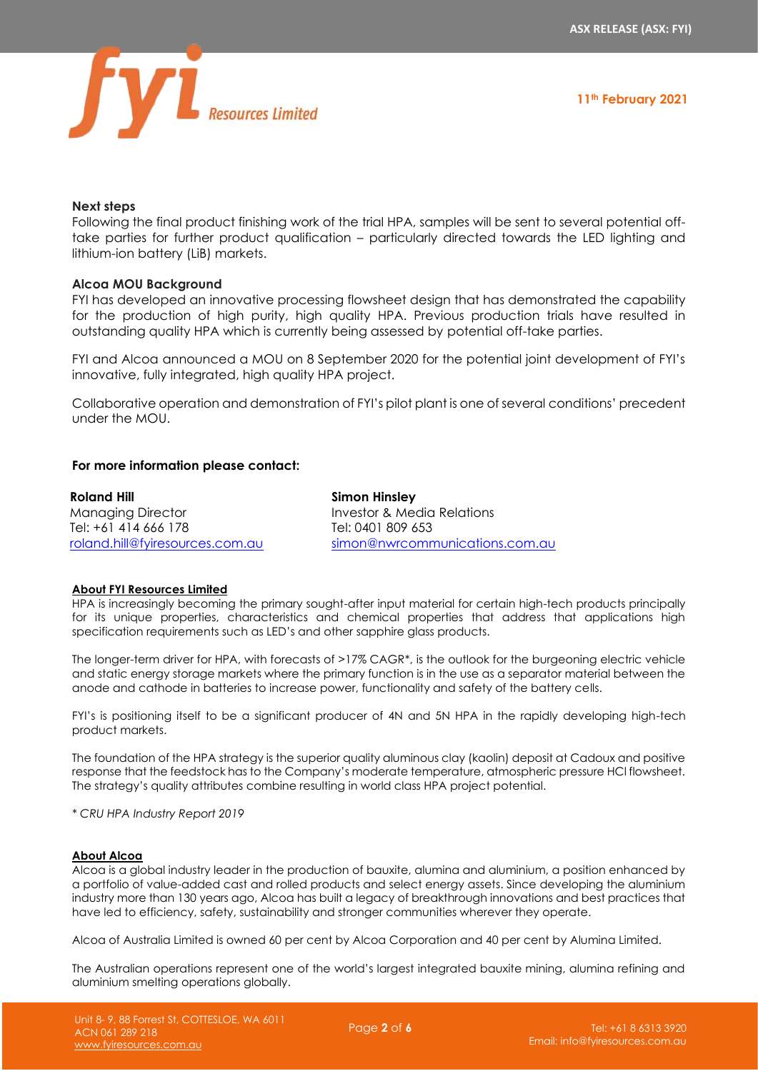**Next steps**

Following the final product finishing work of the trial HPA, samples will be sent to several potential off-take parties for further product qualification – particularly directed towards the LED lighting and lithium-ion battery (LiB) markets.

**Alcoa MOU Background**

FYI has developed an innovative processing flowsheet design that has demonstrated the capability for the production of high purity, high quality HPA. Previous production trials have resulted in outstanding quality HPA which is currently being assessed by potential off-take parties.

FYI and Alcoa announced a MOU on 8 September 2020 for the potential joint development of FYI's innovative, fully integrated, high quality HPA project.

Collaborative operation and demonstration of FYI's pilot plant is one of several conditions' precedent under the MOU.

**For more information please contact:**

**Roland Hill**
Managing Director
Tel: +61 414 666 178
roland.hill@fyiresources.com.au

**Simon Hinsley**
Investor & Media Relations
Tel: 0401 809 653
simon@nwrcommunications.com.au

**About FYI Resources Limited**

HPA is increasingly becoming the primary sought-after input material for certain high-tech products principally for its unique properties, characteristics and chemical properties that address that applications high specification requirements such as LED's and other sapphire glass products.

The longer-term driver for HPA, with forecasts of >17% CAGR*, is the outlook for the burgeoning electric vehicle and static energy storage markets where the primary function is in the use as a separator material between the anode and cathode in batteries to increase power, functionality and safety of the battery cells.

FYI's is positioning itself to be a significant producer of 4N and 5N HPA in the rapidly developing high-tech product markets.

The foundation of the HPA strategy is the superior quality aluminous clay (kaolin) deposit at Cadoux and positive response that the feedstock has to the Company's moderate temperature, atmospheric pressure HCl flowsheet. The strategy's quality attributes combine resulting in world class HPA project potential.

*\* CRU HPA Industry Report 2019*

**About Alcoa**

Alcoa is a global industry leader in the production of bauxite, alumina and aluminium, a position enhanced by a portfolio of value-added cast and rolled products and select energy assets. Since developing the aluminium industry more than 130 years ago, Alcoa has built a legacy of breakthrough innovations and best practices that have led to efficiency, safety, sustainability and stronger communities wherever they operate.

Alcoa of Australia Limited is owned 60 per cent by Alcoa Corporation and 40 per cent by Alumina Limited.

The Australian operations represent one of the world's largest integrated bauxite mining, alumina refining and aluminium smelting operations globally.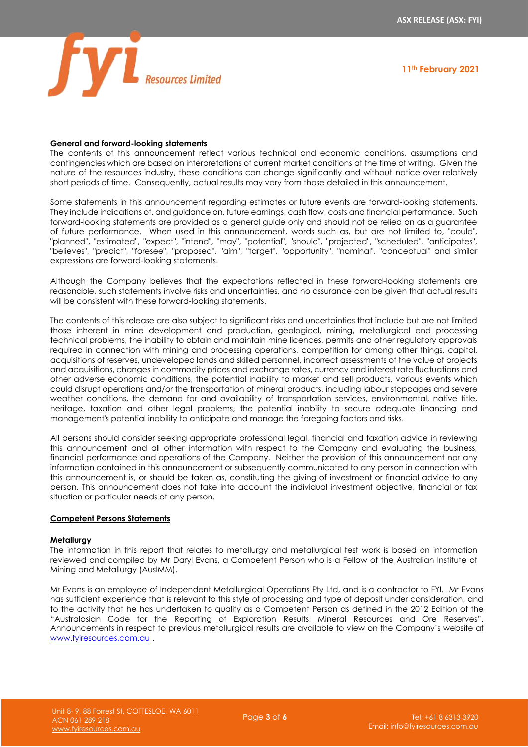**General and forward-looking statements**

The contents of this announcement reflect various technical and economic conditions, assumptions and contingencies which are based on interpretations of current market conditions at the time of writing. Given the nature of the resources industry, these conditions can change significantly and without notice over relatively short periods of time. Consequently, actual results may vary from those detailed in this announcement.

Some statements in this announcement regarding estimates or future events are forward-looking statements. They include indications of, and guidance on, future earnings, cash flow, costs and financial performance. Such forward-looking statements are provided as a general guide only and should not be relied on as a guarantee of future performance. When used in this announcement, words such as, but are not limited to, "could", "planned", "estimated", "expect", "intend", "may", "potential", "should", "projected", "scheduled", "anticipates", "believes", "predict", "foresee", "proposed", "aim", "target", "opportunity", "nominal", "conceptual" and similar expressions are forward-looking statements.

Although the Company believes that the expectations reflected in these forward-looking statements are reasonable, such statements involve risks and uncertainties, and no assurance can be given that actual results will be consistent with these forward-looking statements.

The contents of this release are also subject to significant risks and uncertainties that include but are not limited those inherent in mine development and production, geological, mining, metallurgical and processing technical problems, the inability to obtain and maintain mine licences, permits and other regulatory approvals required in connection with mining and processing operations, competition for among other things, capital, acquisitions of reserves, undeveloped lands and skilled personnel, incorrect assessments of the value of projects and acquisitions, changes in commodity prices and exchange rates, currency and interest rate fluctuations and other adverse economic conditions, the potential inability to market and sell products, various events which could disrupt operations and/or the transportation of mineral products, including labour stoppages and severe weather conditions, the demand for and availability of transportation services, environmental, native title, heritage, taxation and other legal problems, the potential inability to secure adequate financing and management's potential inability to anticipate and manage the foregoing factors and risks.

All persons should consider seeking appropriate professional legal, financial and taxation advice in reviewing this announcement and all other information with respect to the Company and evaluating the business, financial performance and operations of the Company. Neither the provision of this announcement nor any information contained in this announcement or subsequently communicated to any person in connection with this announcement is, or should be taken as, constituting the giving of investment or financial advice to any person. This announcement does not take into account the individual investment objective, financial or tax situation or particular needs of any person.

**Competent Persons Statements**

**Metallurgy**

The information in this report that relates to metallurgy and metallurgical test work is based on information reviewed and compiled by Mr Daryl Evans, a Competent Person who is a Fellow of the Australian Institute of Mining and Metallurgy (AusIMM).

Mr Evans is an employee of Independent Metallurgical Operations Pty Ltd, and is a contractor to FYI. Mr Evans has sufficient experience that is relevant to this style of processing and type of deposit under consideration, and to the activity that he has undertaken to qualify as a Competent Person as defined in the 2012 Edition of the "Australasian Code for the Reporting of Exploration Results, Mineral Resources and Ore Reserves". Announcements in respect to previous metallurgical results are available to view on the Company's website at www.fyiresources.com.au .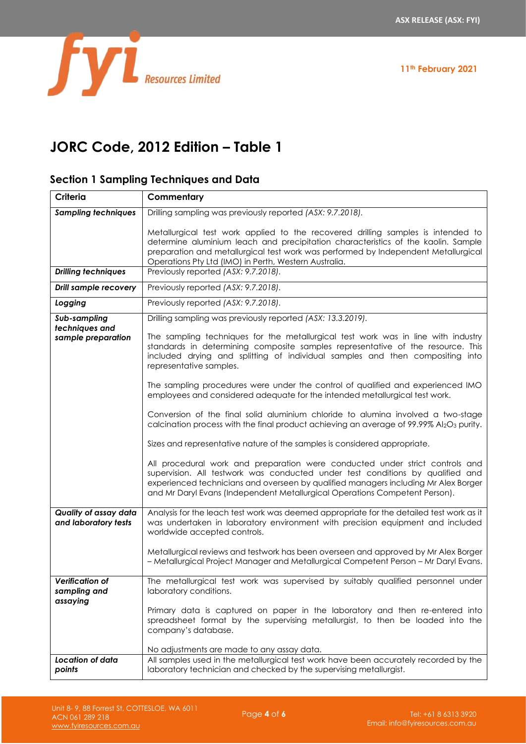# JORC Code, 2012 Edition – Table 1

## Section 1 Sampling Techniques and Data

| Criteria | Commentary |
|---|---|
| ***Sampling techniques*** | Drilling sampling was previously reported *(ASX: 9.7.2018).*<br><br>Metallurgical test work applied to the recovered drilling samples is intended to determine aluminium leach and precipitation characteristics of the kaolin. Sample preparation and metallurgical test work was performed by Independent Metallurgical Operations Pty Ltd (IMO) in Perth, Western Australia. |
| ***Drilling techniques*** | Previously reported *(ASX: 9.7.2018).* |
| ***Drill sample recovery*** | Previously reported *(ASX: 9.7.2018).* |
| ***Logging*** | Previously reported *(ASX: 9.7.2018).* |
| ***Sub-sampling techniques and sample preparation*** | Drilling sampling was previously reported *(ASX: 13.3.2019).*<br><br>The sampling techniques for the metallurgical test work was in line with industry standards in determining composite samples representative of the resource. This included drying and splitting of individual samples and then compositing into representative samples.<br><br>The sampling procedures were under the control of qualified and experienced IMO employees and considered adequate for the intended metallurgical test work.<br><br>Conversion of the final solid aluminium chloride to alumina involved a two-stage calcination process with the final product achieving an average of 99.99% $Al_2O_3$ purity.<br><br>Sizes and representative nature of the samples is considered appropriate.<br><br>All procedural work and preparation were conducted under strict controls and supervision. All testwork was conducted under test conditions by qualified and experienced technicians and overseen by qualified managers including Mr Alex Borger and Mr Daryl Evans (Independent Metallurgical Operations Competent Person). |
| ***Quality of assay data and laboratory tests*** | Analysis for the leach test work was deemed appropriate for the detailed test work as it was undertaken in laboratory environment with precision equipment and included worldwide accepted controls.<br><br>Metallurgical reviews and testwork has been overseen and approved by Mr Alex Borger – Metallurgical Project Manager and Metallurgical Competent Person – Mr Daryl Evans. |
| ***Verification of sampling and assaying*** | The metallurgical test work was supervised by suitably qualified personnel under laboratory conditions.<br><br>Primary data is captured on paper in the laboratory and then re-entered into spreadsheet format by the supervising metallurgist, to then be loaded into the company's database.<br><br>No adjustments are made to any assay data. |
| ***Location of data points*** | All samples used in the metallurgical test work have been accurately recorded by the laboratory technician and checked by the supervising metallurgist. |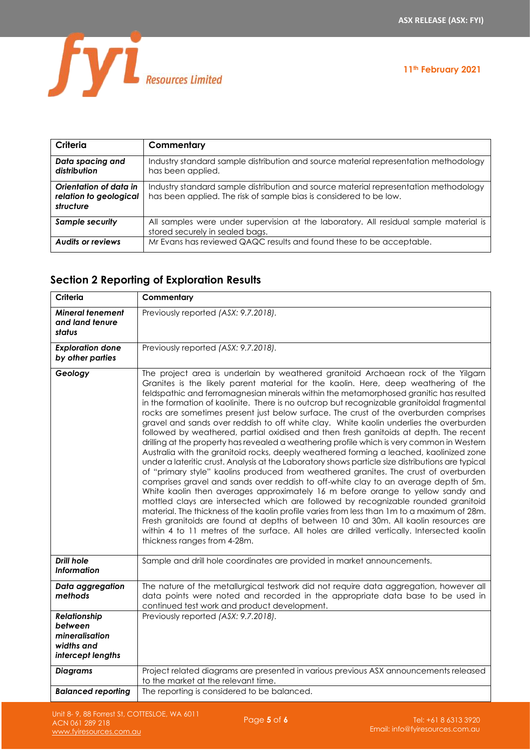| Criteria | Commentary |
|---|---|
| ***Data spacing and distribution*** | Industry standard sample distribution and source material representation methodology has been applied. |
| ***Orientation of data in relation to geological structure*** | Industry standard sample distribution and source material representation methodology has been applied. The risk of sample bias is considered to be low. |
| ***Sample security*** | All samples were under supervision at the laboratory. All residual sample material is stored securely in sealed bags. |
| ***Audits or reviews*** | Mr Evans has reviewed QAQC results and found these to be acceptable. |

## Section 2 Reporting of Exploration Results

| Criteria | Commentary |
|---|---|
| ***Mineral tenement and land tenure status*** | Previously reported *(ASX: 9.7.2018)*. |
| ***Exploration done by other parties*** | Previously reported *(ASX: 9.7.2018)*. |
| ***Geology*** | The project area is underlain by weathered granitoid Archaean rock of the Yilgarn Granites is the likely parent material for the kaolin. Here, deep weathering of the feldspathic and ferromagnesian minerals within the metamorphosed granitic has resulted in the formation of kaolinite. There is no outcrop but recognizable granitoidal fragmental rocks are sometimes present just below surface. The crust of the overburden comprises gravel and sands over reddish to off white clay. White kaolin underlies the overburden followed by weathered, partial oxidised and then fresh ganitoids at depth. The recent drilling at the property has revealed a weathering profile which is very common in Western Australia with the granitoid rocks, deeply weathered forming a leached, kaolinized zone under a lateritic crust. Analysis at the Laboratory shows particle size distributions are typical of "primary style" kaolins produced from weathered granites. The crust of overburden comprises gravel and sands over reddish to off-white clay to an average depth of 5m. White kaolin then averages approximately 16 m before orange to yellow sandy and mottled clays are intersected which are followed by recognizable rounded granitoid material. The thickness of the kaolin profile varies from less than 1m to a maximum of 28m. Fresh granitoids are found at depths of between 10 and 30m. All kaolin resources are within 4 to 11 metres of the surface. All holes are drilled vertically. Intersected kaolin thickness ranges from 4-28m. |
| ***Drill hole Information*** | Sample and drill hole coordinates are provided in market announcements. |
| ***Data aggregation methods*** | The nature of the metallurgical testwork did not require data aggregation, however all data points were noted and recorded in the appropriate data base to be used in continued test work and product development. |
| ***Relationship between mineralisation widths and intercept lengths*** | Previously reported *(ASX: 9.7.2018)*. |
| ***Diagrams*** | Project related diagrams are presented in various previous ASX announcements released to the market at the relevant time. |
| ***Balanced reporting*** | The reporting is considered to be balanced. |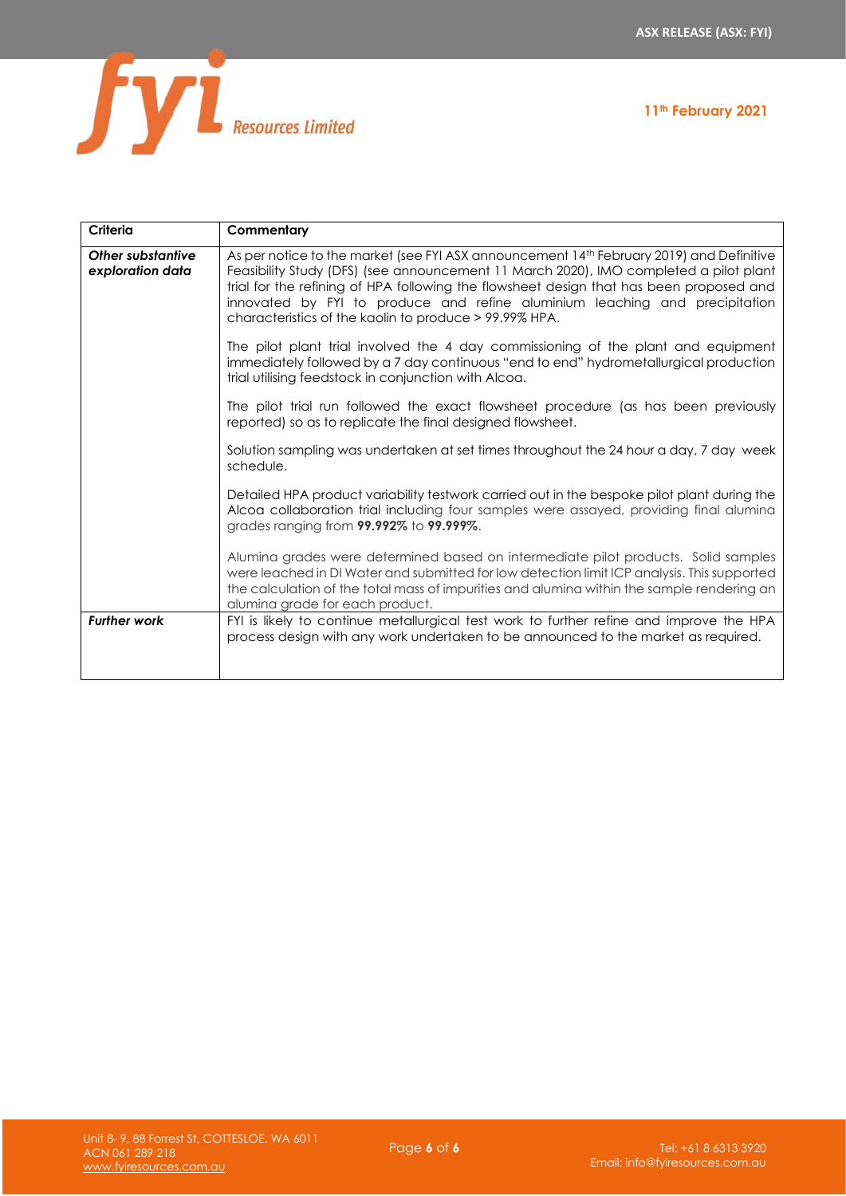| Criteria | Commentary |
|---|---|
| ***Other substantive exploration data*** | As per notice to the market (see FYI ASX announcement 14th February 2019) and Definitive Feasibility Study (DFS) (see announcement 11 March 2020), IMO completed a pilot plant trial for the refining of HPA following the flowsheet design that has been proposed and innovated by FYI to produce and refine aluminium leaching and precipitation characteristics of the kaolin to produce > 99.99% HPA.<br><br>The pilot plant trial involved the 4 day commissioning of the plant and equipment immediately followed by a 7 day continuous "end to end" hydrometallurgical production trial utilising feedstock in conjunction with Alcoa.<br><br>The pilot trial run followed the exact flowsheet procedure (as has been previously reported) so as to replicate the final designed flowsheet.<br><br>Solution sampling was undertaken at set times throughout the 24 hour a day, 7 day week schedule.<br><br>Detailed HPA product variability testwork carried out in the bespoke pilot plant during the Alcoa collaboration trial including four samples were assayed, providing final alumina grades ranging from **99.992%** to **99.999%**.<br><br>Alumina grades were determined based on intermediate pilot products. Solid samples were leached in DI Water and submitted for low detection limit ICP analysis. This supported the calculation of the total mass of impurities and alumina within the sample rendering an alumina grade for each product. |
| ***Further work*** | FYI is likely to continue metallurgical test work to further refine and improve the HPA process design with any work undertaken to be announced to the market as required. |